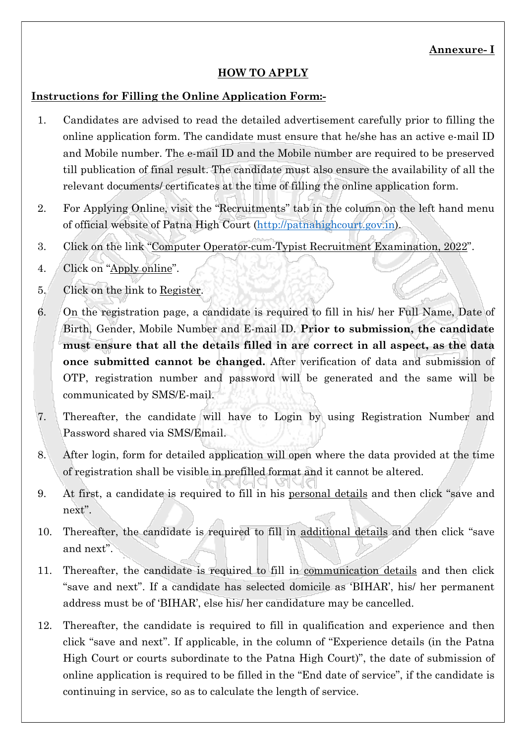**Annexure- I**

## HOW TO APPLY

**Instructions for Filling the Online Application Form:-**

1. Candidates are advised to read the detailed advertisement carefully prior to filling the online application form. The candidate must ensure that he/she has an active e-mail ID and Mobile number. The e-mail ID and the Mobile number are required to be preserved till publication of final result. The candidate must also ensure the availability of all the relevant documents/ certificates at the time of filling the online application form.
2. For Applying Online, visit the "Recruitments" tab in the column on the left hand menu of official website of Patna High Court (http://patnahighcourt.gov.in).
3. Click on the link "Computer Operator-cum-Typist Recruitment Examination, 2022".
4. Click on "Apply online".
5. Click on the link to Register.
6. On the registration page, a candidate is required to fill in his/ her Full Name, Date of Birth, Gender, Mobile Number and E-mail ID. **Prior to submission, the candidate must ensure that all the details filled in are correct in all aspect, as the data once submitted cannot be changed.** After verification of data and submission of OTP, registration number and password will be generated and the same will be communicated by SMS/E-mail.
7. Thereafter, the candidate will have to Login by using Registration Number and Password shared via SMS/Email.
8. After login, form for detailed application will open where the data provided at the time of registration shall be visible in prefilled format and it cannot be altered.
9. At first, a candidate is required to fill in his personal details and then click "save and next".
10. Thereafter, the candidate is required to fill in additional details and then click "save and next".
11. Thereafter, the candidate is required to fill in communication details and then click "save and next". If a candidate has selected domicile as 'BIHAR', his/ her permanent address must be of 'BIHAR', else his/ her candidature may be cancelled.
12. Thereafter, the candidate is required to fill in qualification and experience and then click "save and next". If applicable, in the column of "Experience details (in the Patna High Court or courts subordinate to the Patna High Court)", the date of submission of online application is required to be filled in the "End date of service", if the candidate is continuing in service, so as to calculate the length of service.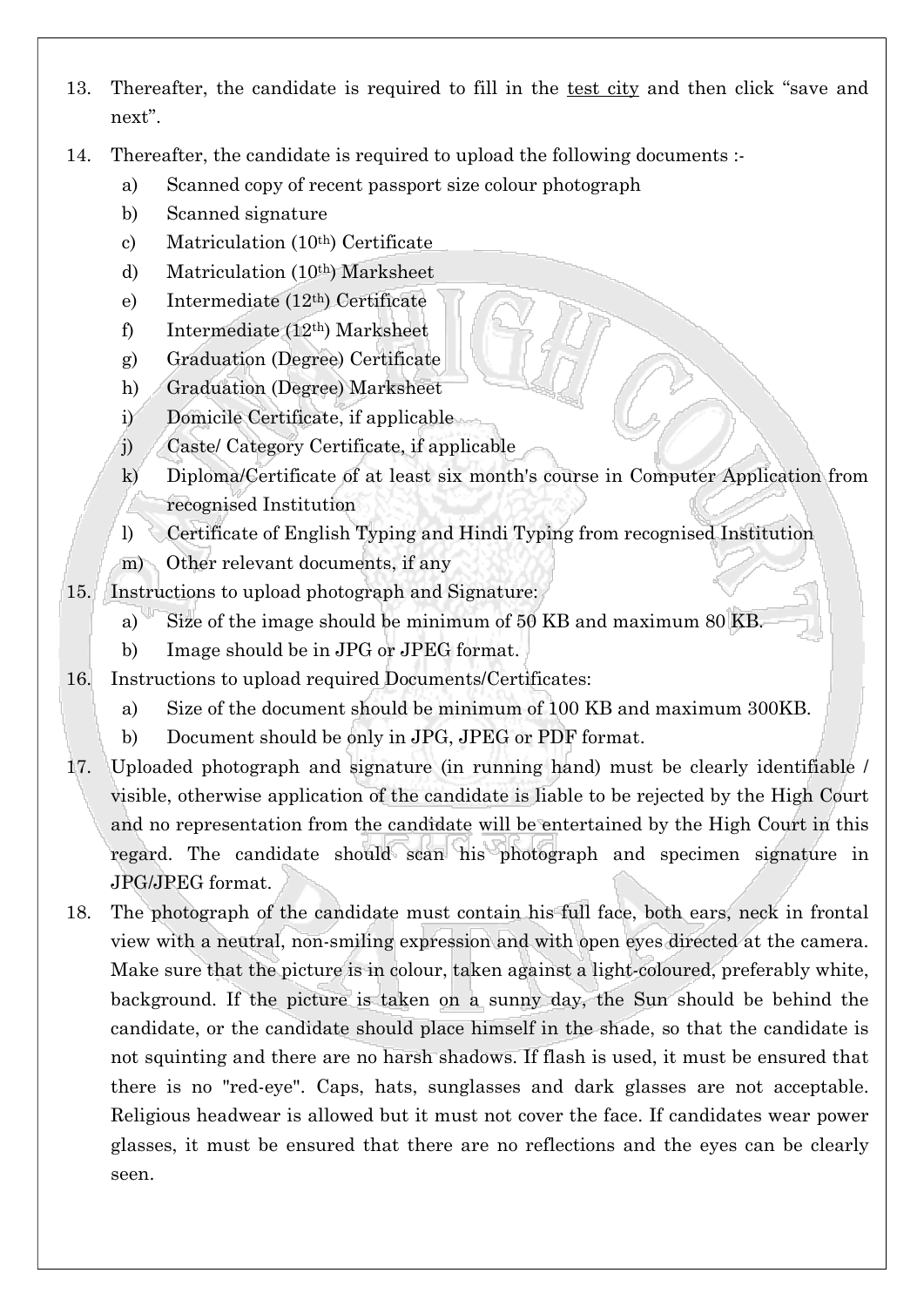13. Thereafter, the candidate is required to fill in the test city and then click "save and next".

14. Thereafter, the candidate is required to upload the following documents :-
    a) Scanned copy of recent passport size colour photograph
    b) Scanned signature
    c) Matriculation (10th) Certificate
    d) Matriculation (10th) Marksheet
    e) Intermediate (12th) Certificate
    f) Intermediate (12th) Marksheet
    g) Graduation (Degree) Certificate
    h) Graduation (Degree) Marksheet
    i) Domicile Certificate, if applicable
    j) Caste/ Category Certificate, if applicable
    k) Diploma/Certificate of at least six month's course in Computer Application from recognised Institution
    l) Certificate of English Typing and Hindi Typing from recognised Institution
    m) Other relevant documents, if any

15. Instructions to upload photograph and Signature:
    a) Size of the image should be minimum of 50 KB and maximum 80 KB.
    b) Image should be in JPG or JPEG format.

16. Instructions to upload required Documents/Certificates:
    a) Size of the document should be minimum of 100 KB and maximum 300KB.
    b) Document should be only in JPG, JPEG or PDF format.

17. Uploaded photograph and signature (in running hand) must be clearly identifiable / visible, otherwise application of the candidate is liable to be rejected by the High Court and no representation from the candidate will be entertained by the High Court in this regard. The candidate should scan his photograph and specimen signature in JPG/JPEG format.

18. The photograph of the candidate must contain his full face, both ears, neck in frontal view with a neutral, non-smiling expression and with open eyes directed at the camera. Make sure that the picture is in colour, taken against a light-coloured, preferably white, background. If the picture is taken on a sunny day, the Sun should be behind the candidate, or the candidate should place himself in the shade, so that the candidate is not squinting and there are no harsh shadows. If flash is used, it must be ensured that there is no "red-eye". Caps, hats, sunglasses and dark glasses are not acceptable. Religious headwear is allowed but it must not cover the face. If candidates wear power glasses, it must be ensured that there are no reflections and the eyes can be clearly seen.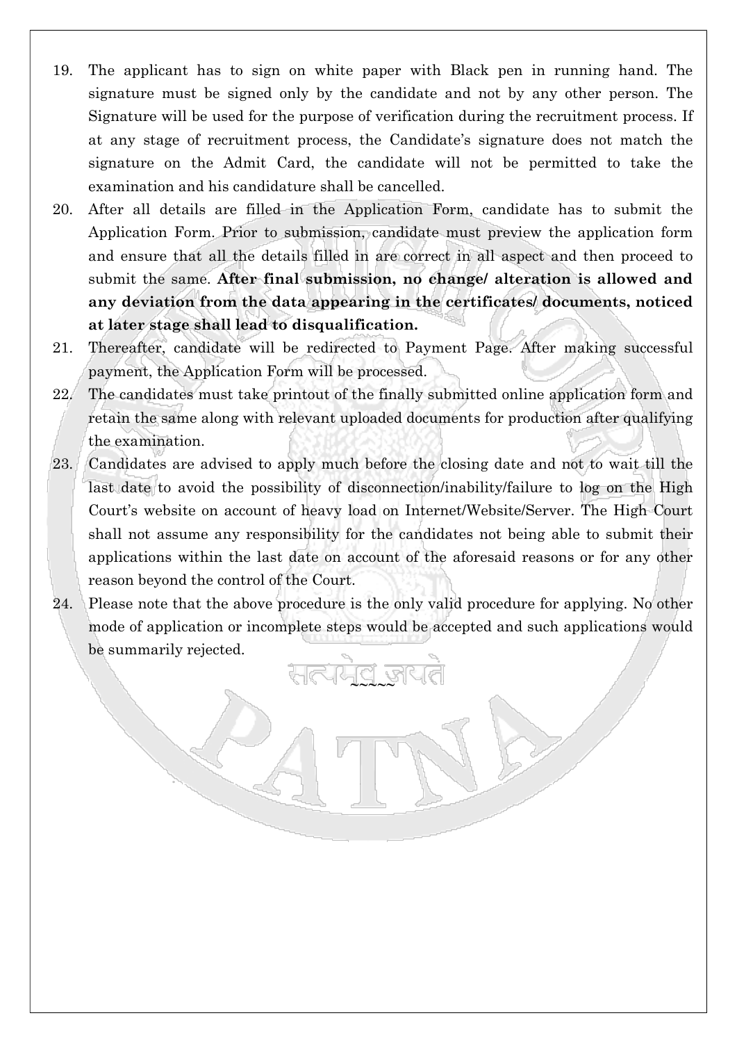19. The applicant has to sign on white paper with Black pen in running hand. The signature must be signed only by the candidate and not by any other person. The Signature will be used for the purpose of verification during the recruitment process. If at any stage of recruitment process, the Candidate's signature does not match the signature on the Admit Card, the candidate will not be permitted to take the examination and his candidature shall be cancelled.
20. After all details are filled in the Application Form, candidate has to submit the Application Form. Prior to submission, candidate must preview the application form and ensure that all the details filled in are correct in all aspect and then proceed to submit the same. **After final submission, no change/ alteration is allowed and any deviation from the data appearing in the certificates/ documents, noticed at later stage shall lead to disqualification.**
21. Thereafter, candidate will be redirected to Payment Page. After making successful payment, the Application Form will be processed.
22. The candidates must take printout of the finally submitted online application form and retain the same along with relevant uploaded documents for production after qualifying the examination.
23. Candidates are advised to apply much before the closing date and not to wait till the last date to avoid the possibility of disconnection/inability/failure to log on the High Court's website on account of heavy load on Internet/Website/Server. The High Court shall not assume any responsibility for the candidates not being able to submit their applications within the last date on account of the aforesaid reasons or for any other reason beyond the control of the Court.
24. Please note that the above procedure is the only valid procedure for applying. No other mode of application or incomplete steps would be accepted and such applications would be summarily rejected.

~~~~~